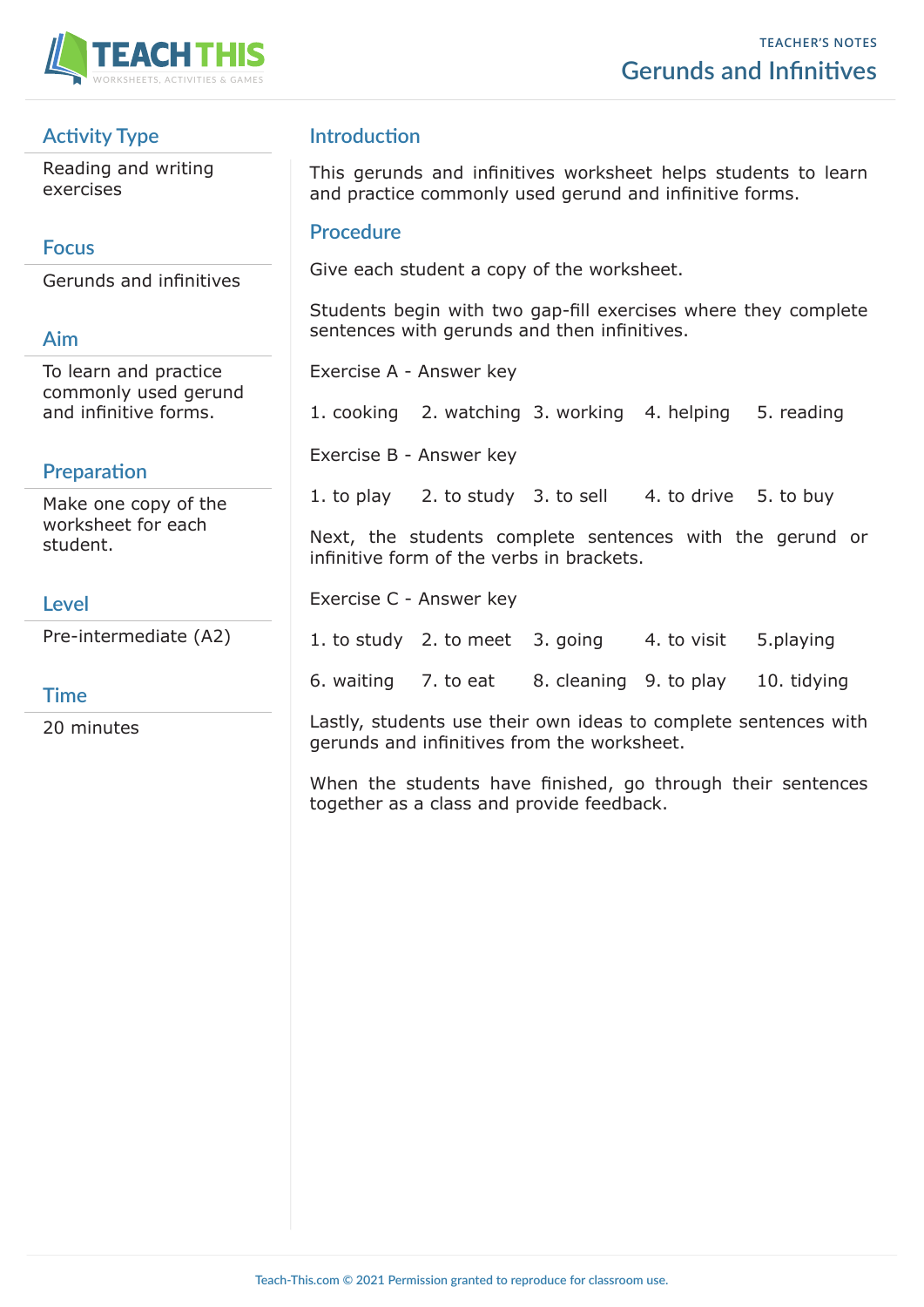TEACHER'S NOTES

# Gerunds and Infinitives

## Activity Type

Reading and writing exercises

## Focus

Gerunds and infinitives

## Aim

To learn and practice commonly used gerund and infinitive forms.

## Preparation

Make one copy of the worksheet for each student.

## Level

Pre-intermediate (A2)

## Time

20 minutes

## Introduction

This gerunds and infinitives worksheet helps students to learn and practice commonly used gerund and infinitive forms.

## Procedure

Give each student a copy of the worksheet.

Students begin with two gap-fill exercises where they complete sentences with gerunds and then infinitives.

Exercise A - Answer key

1. cooking 2. watching 3. working 4. helping 5. reading

Exercise B - Answer key

1. to play 2. to study 3. to sell 4. to drive 5. to buy

Next, the students complete sentences with the gerund or infinitive form of the verbs in brackets.

Exercise C - Answer key

1. to study 2. to meet 3. going 4. to visit 5.playing

6. waiting 7. to eat 8. cleaning 9. to play 10. tidying

Lastly, students use their own ideas to complete sentences with gerunds and infinitives from the worksheet.

When the students have finished, go through their sentences together as a class and provide feedback.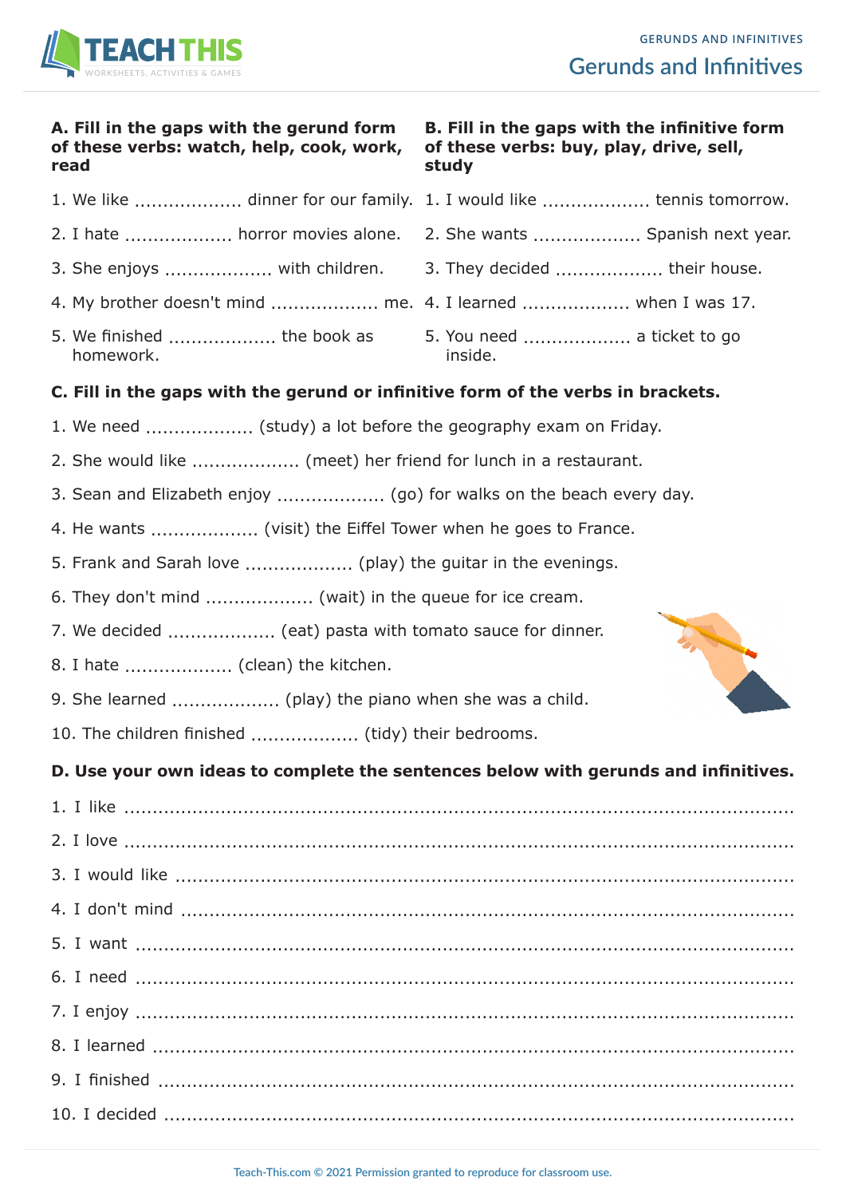# Gerunds and Infinitives

**A. Fill in the gaps with the gerund form of these verbs: watch, help, cook, work, read**

1. We like .................. dinner for our family.
2. I hate .................. horror movies alone.
3. She enjoys .................. with children.
4. My brother doesn't mind .................. me.
5. We finished .................. the book as homework.

**B. Fill in the gaps with the infinitive form of these verbs: buy, play, drive, sell, study**

1. I would like .................. tennis tomorrow.
2. She wants .................. Spanish next year.
3. They decided .................. their house.
4. I learned .................. when I was 17.
5. You need .................. a ticket to go inside.

**C. Fill in the gaps with the gerund or infinitive form of the verbs in brackets.**

1. We need .................. (study) a lot before the geography exam on Friday.
2. She would like .................. (meet) her friend for lunch in a restaurant.
3. Sean and Elizabeth enjoy .................. (go) for walks on the beach every day.
4. He wants .................. (visit) the Eiffel Tower when he goes to France.
5. Frank and Sarah love .................. (play) the guitar in the evenings.
6. They don't mind .................. (wait) in the queue for ice cream.
7. We decided .................. (eat) pasta with tomato sauce for dinner.
8. I hate .................. (clean) the kitchen.
9. She learned .................. (play) the piano when she was a child.
10. The children finished .................. (tidy) their bedrooms.

**D. Use your own ideas to complete the sentences below with gerunds and infinitives.**

1. I like ..................................................................................................
2. I love ..................................................................................................
3. I would like ..........................................................................................
4. I don't mind ..........................................................................................
5. I want ..................................................................................................
6. I need ..................................................................................................
7. I enjoy ..................................................................................................
8. I learned ..............................................................................................
9. I finished ..............................................................................................
10. I decided .............................................................................................